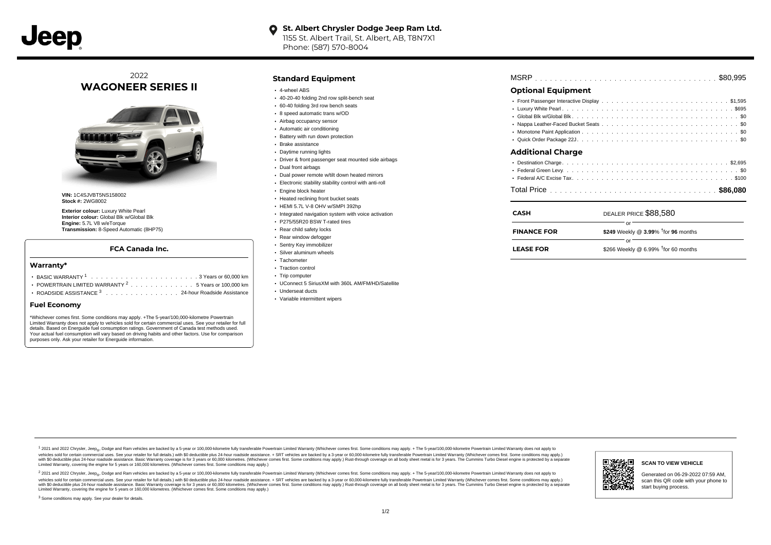**St. Albert Chrysler Dodge Jeep Ram Ltd.**
1155 St. Albert Trail, St. Albert, AB, T8N7X1
Phone: (587) 570-8004

# 2022 WAGONEER SERIES II

**VIN:** 1C4SJVBT5NS158002
**Stock #:** 2WG8002

**Exterior colour:** Luxury White Pearl
**Interior colour:** Global Blk w/Global Blk
**Engine:** 5.7L V8 w/eTorque
**Transmission:** 8-Speed Automatic (8HP75)

### FCA Canada Inc.

#### Warranty*

- BASIC WARRANTY [1] . . . . . . 3 Years or 60,000 km
- POWERTRAIN LIMITED WARRANTY [2] . . . . . . 5 Years or 100,000 km
- ROADSIDE ASSISTANCE [3] . . . . . . 24-hour Roadside Assistance

#### Fuel Economy

*Whichever comes first. Some conditions may apply. +The 5-year/100,000-kilometre Powertrain Limited Warranty does not apply to vehicles sold for certain commercial uses. See your retailer for full details. Based on Energuide fuel consumption ratings. Government of Canada test methods used. Your actual fuel consumption will vary based on driving habits and other factors. Use for comparison purposes only. Ask your retailer for Energuide information.

## Standard Equipment

- 4-wheel ABS
- 40-20-40 folding 2nd row split-bench seat
- 60-40 folding 3rd row bench seats
- 8 speed automatic trans w/OD
- Airbag occupancy sensor
- Automatic air conditioning
- Battery with run down protection
- Brake assistance
- Daytime running lights
- Driver & front passenger seat mounted side airbags
- Dual front airbags
- Dual power remote w/tilt down heated mirrors
- Electronic stability stability control with anti-roll
- Engine block heater
- Heated reclining front bucket seats
- HEMI 5.7L V-8 OHV w/SMPI 392hp
- Integrated navigation system with voice activation
- P275/55R20 BSW T-rated tires
- Rear child safety locks
- Rear window defogger
- Sentry Key immobilizer
- Silver aluminum wheels
- Tachometer
- Traction control
- Trip computer
- UConnect 5 SiriusXM with 360L AM/FM/HD/Satellite
- Underseat ducts
- Variable intermittent wipers

MSRP . . . . . . $80,995

## Optional Equipment

- Front Passenger Interactive Display . . . . . . $1,595
- Luxury White Pearl . . . . . . $695
- Global Blk w/Global Blk . . . . . . $0
- Nappa Leather-Faced Bucket Seats . . . . . . $0
- Monotone Paint Application . . . . . . $0
- Quick Order Package 22J . . . . . . $0

## Additional Charge

- Destination Charge . . . . . . $2,695
- Federal Green Levy . . . . . . $0
- Federal A/C Excise Tax . . . . . . $100

Total Price . . . . . . **$86,080**

| | |
|---|---|
| **CASH** | DEALER PRICE $88,580 |
| | or |
| **FINANCE FOR** | **$249** Weekly @ **3.99**% †for **96** months |
| | or |
| **LEASE FOR** | $266 Weekly @ 6.99% †for 60 months |

[1] 2021 and 2022 Chrysler, Jeep®, Dodge and Ram vehicles are backed by a 5-year or 100,000-kilometre fully transferable Powertrain Limited Warranty (Whichever comes first. Some conditions may apply. + The 5-year/100,000-kilometre Powertrain Limited Warranty does not apply to vehicles sold for certain commercial uses. See your retailer for full details.) with $0 deductible plus 24-hour roadside assistance. + SRT vehicles are backed by a 3-year or 60,000-kilometre fully transferable Powertrain Limited Warranty (Whichever comes first. Some conditions may apply.) with $0 deductible plus 24-hour roadside assistance. Basic Warranty coverage is for 3 years or 60,000 kilometres. (Whichever comes first. Some conditions may apply.) Rust-through coverage on all body sheet metal is for 3 years. The Cummins Turbo Diesel engine is protected by a separate Limited Warranty, covering the engine for 5 years or 160,000 kilometres. (Whichever comes first. Some conditions may apply.)

[2] 2021 and 2022 Chrysler, Jeep®, Dodge and Ram vehicles are backed by a 5-year or 100,000-kilometre fully transferable Powertrain Limited Warranty (Whichever comes first. Some conditions may apply. + The 5-year/100,000-kilometre Powertrain Limited Warranty does not apply to vehicles sold for certain commercial uses. See your retailer for full details.) with $0 deductible plus 24-hour roadside assistance. + SRT vehicles are backed by a 3-year or 60,000-kilometre fully transferable Powertrain Limited Warranty (Whichever comes first. Some conditions may apply.) with $0 deductible plus 24-hour roadside assistance. Basic Warranty coverage is for 3 years or 60,000 kilometres. (Whichever comes first. Some conditions may apply.) Rust-through coverage on all body sheet metal is for 3 years. The Cummins Turbo Diesel engine is protected by a separate Limited Warranty, covering the engine for 5 years or 160,000 kilometres. (Whichever comes first. Some conditions may apply.)

[3] Some conditions may apply. See your dealer for details.

**SCAN TO VIEW VEHICLE**

Generated on 06-29-2022 07:59 AM, scan this QR code with your phone to start buying process.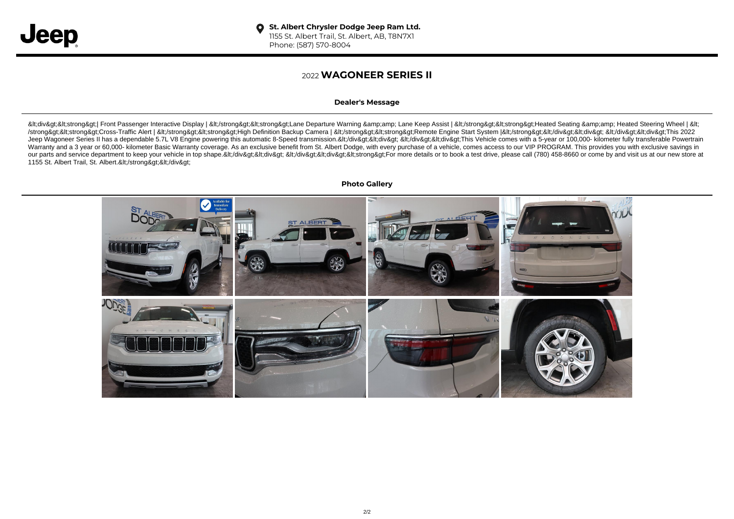**St. Albert Chrysler Dodge Jeep Ram Ltd.**
1155 St. Albert Trail, St. Albert, AB, T8N7X1
Phone: (587) 570-8004

# 2022 **WAGONEER SERIES II**

## Dealer's Message

&lt;div&gt;&lt;strong&gt;| Front Passenger Interactive Display | &lt;/strong&gt;&lt;strong&gt;Lane Departure Warning &amp;amp; Lane Keep Assist | &lt;/strong&gt;&lt;strong&gt;Heated Seating &amp;amp; Heated Steering Wheel | &lt; /strong&gt;&lt;strong&gt;Cross-Traffic Alert | &lt;/strong&gt;&lt;strong&gt;High Definition Backup Camera | &lt;/strong&gt;&lt;strong&gt;Remote Engine Start System |&lt;/strong&gt;&lt;/div&gt;&lt;div&gt; &lt;/div&gt;&lt;div&gt;This 2022 Jeep Wagoneer Series II has a dependable 5.7L V8 Engine powering this automatic 8-Speed transmission.&lt;/div&gt;&lt;div&gt; &lt;/div&gt;&lt;div&gt;This Vehicle comes with a 5-year or 100,000- kilometer fully transferable Powertrain Warranty and a 3 year or 60,000- kilometer Basic Warranty coverage. As an exclusive benefit from St. Albert Dodge, with every purchase of a vehicle, comes access to our VIP PROGRAM. This provides you with exclusive savings in our parts and service department to keep your vehicle in top shape.&lt;/div&gt;&lt;div&gt; &lt;/div&gt;&lt;div&gt;&lt;strong&gt;For more details or to book a test drive, please call (780) 458-8660 or come by and visit us at our new store at 1155 St. Albert Trail, St. Albert.&lt;/strong&gt;&lt;/div&gt;

## Photo Gallery